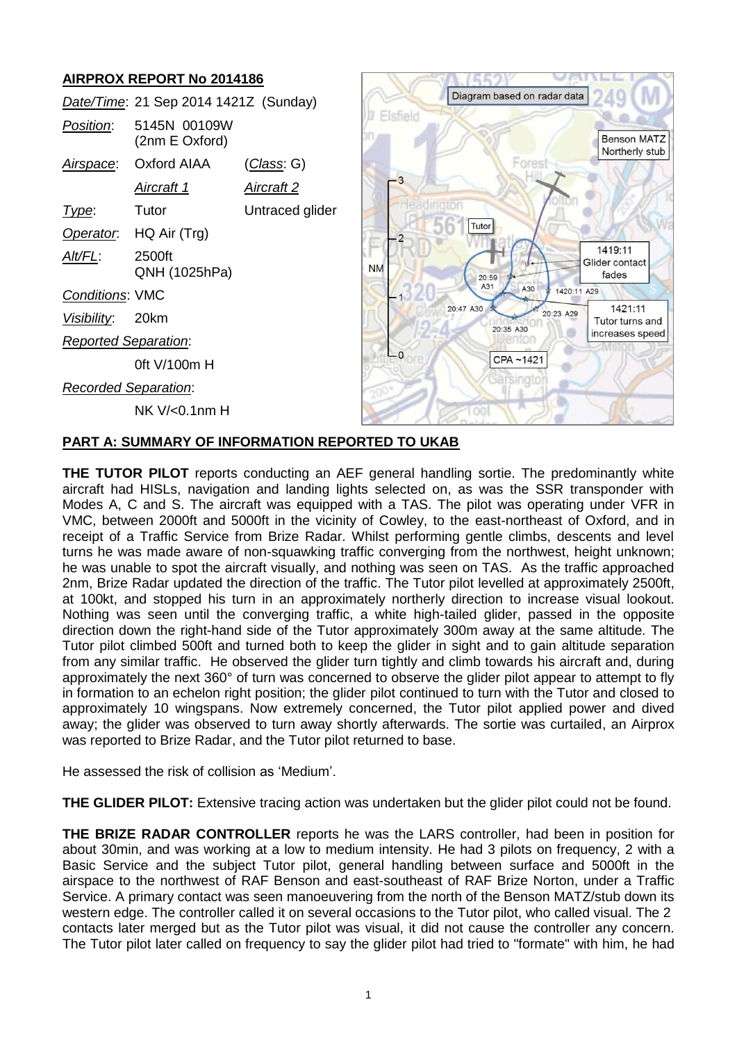## AIRPROX REPORT No 2014186

| | | |
|---|---|---|
| *Date/Time*: | 21 Sep 2014 1421Z (Sunday) | |
| *Position*: | 5145N 00109W (2nm E Oxford) | |
| *Airspace*: | Oxford AIAA | (*Class*: G) |
| | *Aircraft 1* | *Aircraft 2* |
| *Type*: | Tutor | Untraced glider |
| *Operator*: | HQ Air (Trg) | |
| *Alt/FL*: | 2500ft QNH (1025hPa) | |
| *Conditions*: | VMC | |
| *Visibility*: | 20km | |
| *Reported Separation*: | | |
| | 0ft V/100m H | |
| *Recorded Separation*: | | |
| | NK V/<0.1nm H | |

Diagram based on radar data

Benson MATZ Northerly stub

Tutor

1419:11 Glider contact fades

20:59 A31 — A30 — 1420:11 A29

20:47 A30 — 20:23 A29

20:35 A30

1421:11 Tutor turns and increases speed

CPA ~1421

NM 0 1 2 3

## PART A: SUMMARY OF INFORMATION REPORTED TO UKAB

**THE TUTOR PILOT** reports conducting an AEF general handling sortie. The predominantly white aircraft had HISLs, navigation and landing lights selected on, as was the SSR transponder with Modes A, C and S. The aircraft was equipped with a TAS. The pilot was operating under VFR in VMC, between 2000ft and 5000ft in the vicinity of Cowley, to the east-northeast of Oxford, and in receipt of a Traffic Service from Brize Radar. Whilst performing gentle climbs, descents and level turns he was made aware of non-squawking traffic converging from the northwest, height unknown; he was unable to spot the aircraft visually, and nothing was seen on TAS. As the traffic approached 2nm, Brize Radar updated the direction of the traffic. The Tutor pilot levelled at approximately 2500ft, at 100kt, and stopped his turn in an approximately northerly direction to increase visual lookout. Nothing was seen until the converging traffic, a white high-tailed glider, passed in the opposite direction down the right-hand side of the Tutor approximately 300m away at the same altitude. The Tutor pilot climbed 500ft and turned both to keep the glider in sight and to gain altitude separation from any similar traffic. He observed the glider turn tightly and climb towards his aircraft and, during approximately the next 360° of turn was concerned to observe the glider pilot appear to attempt to fly in formation to an echelon right position; the glider pilot continued to turn with the Tutor and closed to approximately 10 wingspans. Now extremely concerned, the Tutor pilot applied power and dived away; the glider was observed to turn away shortly afterwards. The sortie was curtailed, an Airprox was reported to Brize Radar, and the Tutor pilot returned to base.

He assessed the risk of collision as 'Medium'.

**THE GLIDER PILOT:** Extensive tracing action was undertaken but the glider pilot could not be found.

**THE BRIZE RADAR CONTROLLER** reports he was the LARS controller, had been in position for about 30min, and was working at a low to medium intensity. He had 3 pilots on frequency, 2 with a Basic Service and the subject Tutor pilot, general handling between surface and 5000ft in the airspace to the northwest of RAF Benson and east-southeast of RAF Brize Norton, under a Traffic Service. A primary contact was seen manoeuvering from the north of the Benson MATZ/stub down its western edge. The controller called it on several occasions to the Tutor pilot, who called visual. The 2 contacts later merged but as the Tutor pilot was visual, it did not cause the controller any concern. The Tutor pilot later called on frequency to say the glider pilot had tried to "formate" with him, he had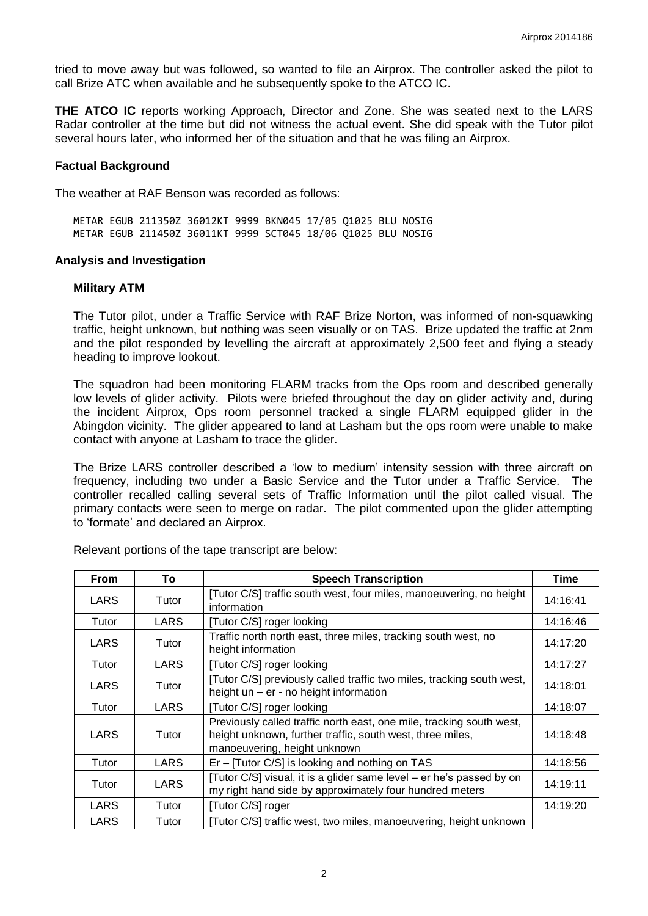tried to move away but was followed, so wanted to file an Airprox. The controller asked the pilot to call Brize ATC when available and he subsequently spoke to the ATCO IC.

**THE ATCO IC** reports working Approach, Director and Zone. She was seated next to the LARS Radar controller at the time but did not witness the actual event. She did speak with the Tutor pilot several hours later, who informed her of the situation and that he was filing an Airprox.

### Factual Background

The weather at RAF Benson was recorded as follows:

```
METAR EGUB 211350Z 36012KT 9999 BKN045 17/05 Q1025 BLU NOSIG
METAR EGUB 211450Z 36011KT 9999 SCT045 18/06 Q1025 BLU NOSIG
```

### Analysis and Investigation

#### Military ATM

The Tutor pilot, under a Traffic Service with RAF Brize Norton, was informed of non-squawking traffic, height unknown, but nothing was seen visually or on TAS. Brize updated the traffic at 2nm and the pilot responded by levelling the aircraft at approximately 2,500 feet and flying a steady heading to improve lookout.

The squadron had been monitoring FLARM tracks from the Ops room and described generally low levels of glider activity. Pilots were briefed throughout the day on glider activity and, during the incident Airprox, Ops room personnel tracked a single FLARM equipped glider in the Abingdon vicinity. The glider appeared to land at Lasham but the ops room were unable to make contact with anyone at Lasham to trace the glider.

The Brize LARS controller described a 'low to medium' intensity session with three aircraft on frequency, including two under a Basic Service and the Tutor under a Traffic Service. The controller recalled calling several sets of Traffic Information until the pilot called visual. The primary contacts were seen to merge on radar. The pilot commented upon the glider attempting to 'formate' and declared an Airprox.

Relevant portions of the tape transcript are below:

| From | To | Speech Transcription | Time |
|---|---|---|---|
| LARS | Tutor | [Tutor C/S] traffic south west, four miles, manoeuvering, no height information | 14:16:41 |
| Tutor | LARS | [Tutor C/S] roger looking | 14:16:46 |
| LARS | Tutor | Traffic north north east, three miles, tracking south west, no height information | 14:17:20 |
| Tutor | LARS | [Tutor C/S] roger looking | 14:17:27 |
| LARS | Tutor | [Tutor C/S] previously called traffic two miles, tracking south west, height un – er - no height information | 14:18:01 |
| Tutor | LARS | [Tutor C/S] roger looking | 14:18:07 |
| LARS | Tutor | Previously called traffic north east, one mile, tracking south west, height unknown, further traffic, south west, three miles, manoeuvering, height unknown | 14:18:48 |
| Tutor | LARS | Er – [Tutor C/S] is looking and nothing on TAS | 14:18:56 |
| Tutor | LARS | [Tutor C/S] visual, it is a glider same level – er he's passed by on my right hand side by approximately four hundred meters | 14:19:11 |
| LARS | Tutor | [Tutor C/S] roger | 14:19:20 |
| LARS | Tutor | [Tutor C/S] traffic west, two miles, manoeuvering, height unknown | |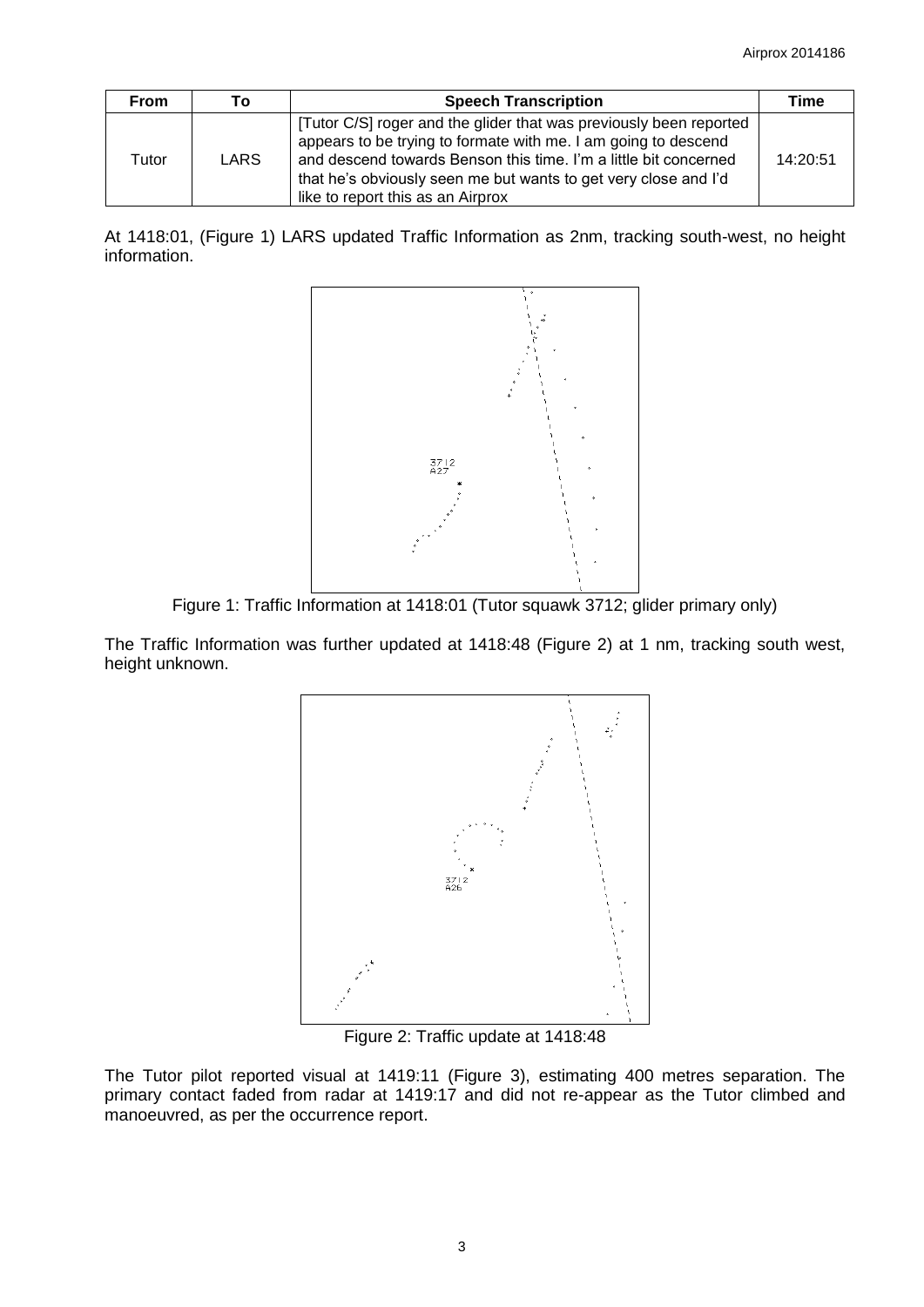| From | To | Speech Transcription | Time |
|---|---|---|---|
| Tutor | LARS | [Tutor C/S] roger and the glider that was previously been reported appears to be trying to formate with me. I am going to descend and descend towards Benson this time. I'm a little bit concerned that he's obviously seen me but wants to get very close and I'd like to report this as an Airprox | 14:20:51 |

At 1418:01, (Figure 1) LARS updated Traffic Information as 2nm, tracking south-west, no height information.

Figure 1: Traffic Information at 1418:01 (Tutor squawk 3712; glider primary only)

The Traffic Information was further updated at 1418:48 (Figure 2) at 1 nm, tracking south west, height unknown.

Figure 2: Traffic update at 1418:48

The Tutor pilot reported visual at 1419:11 (Figure 3), estimating 400 metres separation. The primary contact faded from radar at 1419:17 and did not re-appear as the Tutor climbed and manoeuvred, as per the occurrence report.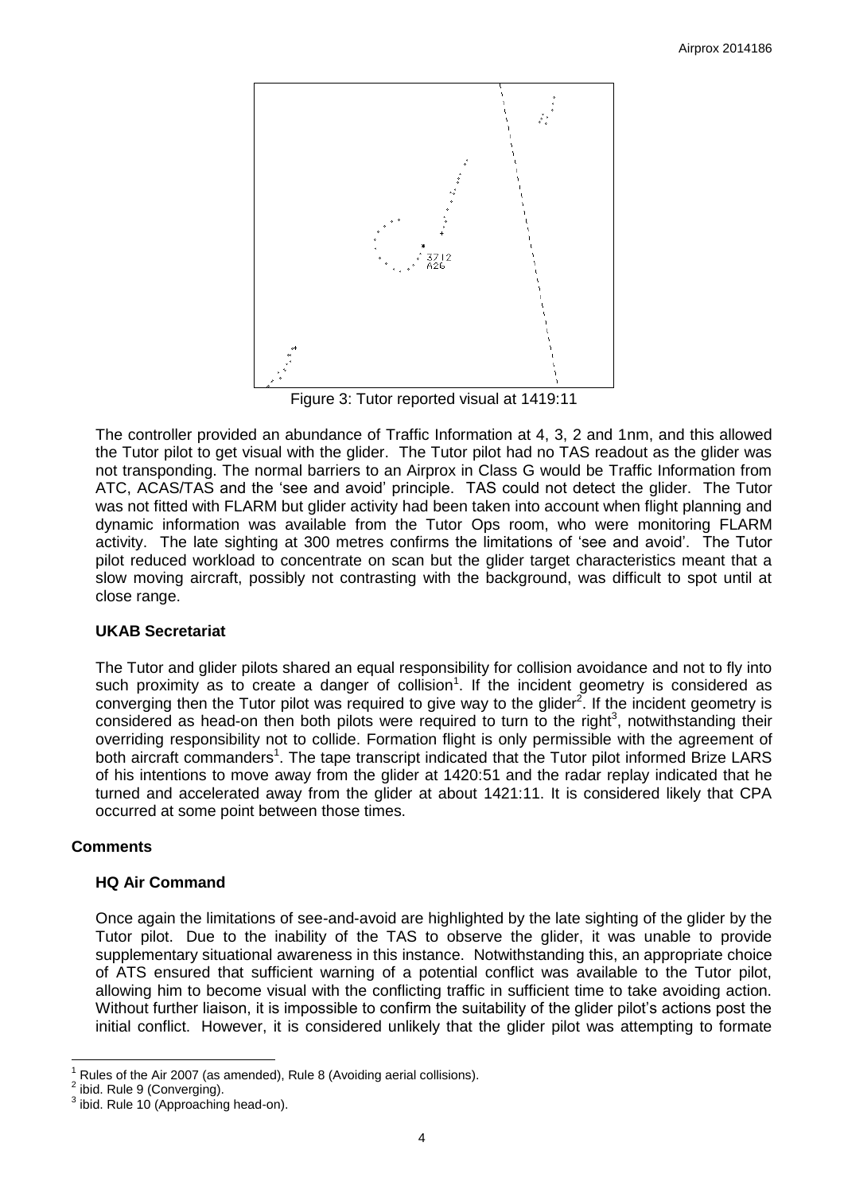Figure 3: Tutor reported visual at 1419:11

The controller provided an abundance of Traffic Information at 4, 3, 2 and 1nm, and this allowed the Tutor pilot to get visual with the glider. The Tutor pilot had no TAS readout as the glider was not transponding. The normal barriers to an Airprox in Class G would be Traffic Information from ATC, ACAS/TAS and the 'see and avoid' principle. TAS could not detect the glider. The Tutor was not fitted with FLARM but glider activity had been taken into account when flight planning and dynamic information was available from the Tutor Ops room, who were monitoring FLARM activity. The late sighting at 300 metres confirms the limitations of 'see and avoid'. The Tutor pilot reduced workload to concentrate on scan but the glider target characteristics meant that a slow moving aircraft, possibly not contrasting with the background, was difficult to spot until at close range.

### UKAB Secretariat

The Tutor and glider pilots shared an equal responsibility for collision avoidance and not to fly into such proximity as to create a danger of collision[1]. If the incident geometry is considered as converging then the Tutor pilot was required to give way to the glider[2]. If the incident geometry is considered as head-on then both pilots were required to turn to the right[3], notwithstanding their overriding responsibility not to collide. Formation flight is only permissible with the agreement of both aircraft commanders[1]. The tape transcript indicated that the Tutor pilot informed Brize LARS of his intentions to move away from the glider at 1420:51 and the radar replay indicated that he turned and accelerated away from the glider at about 1421:11. It is considered likely that CPA occurred at some point between those times.

## Comments

### HQ Air Command

Once again the limitations of see-and-avoid are highlighted by the late sighting of the glider by the Tutor pilot. Due to the inability of the TAS to observe the glider, it was unable to provide supplementary situational awareness in this instance. Notwithstanding this, an appropriate choice of ATS ensured that sufficient warning of a potential conflict was available to the Tutor pilot, allowing him to become visual with the conflicting traffic in sufficient time to take avoiding action. Without further liaison, it is impossible to confirm the suitability of the glider pilot's actions post the initial conflict. However, it is considered unlikely that the glider pilot was attempting to formate

[1] Rules of the Air 2007 (as amended), Rule 8 (Avoiding aerial collisions).
[2] ibid. Rule 9 (Converging).
[3] ibid. Rule 10 (Approaching head-on).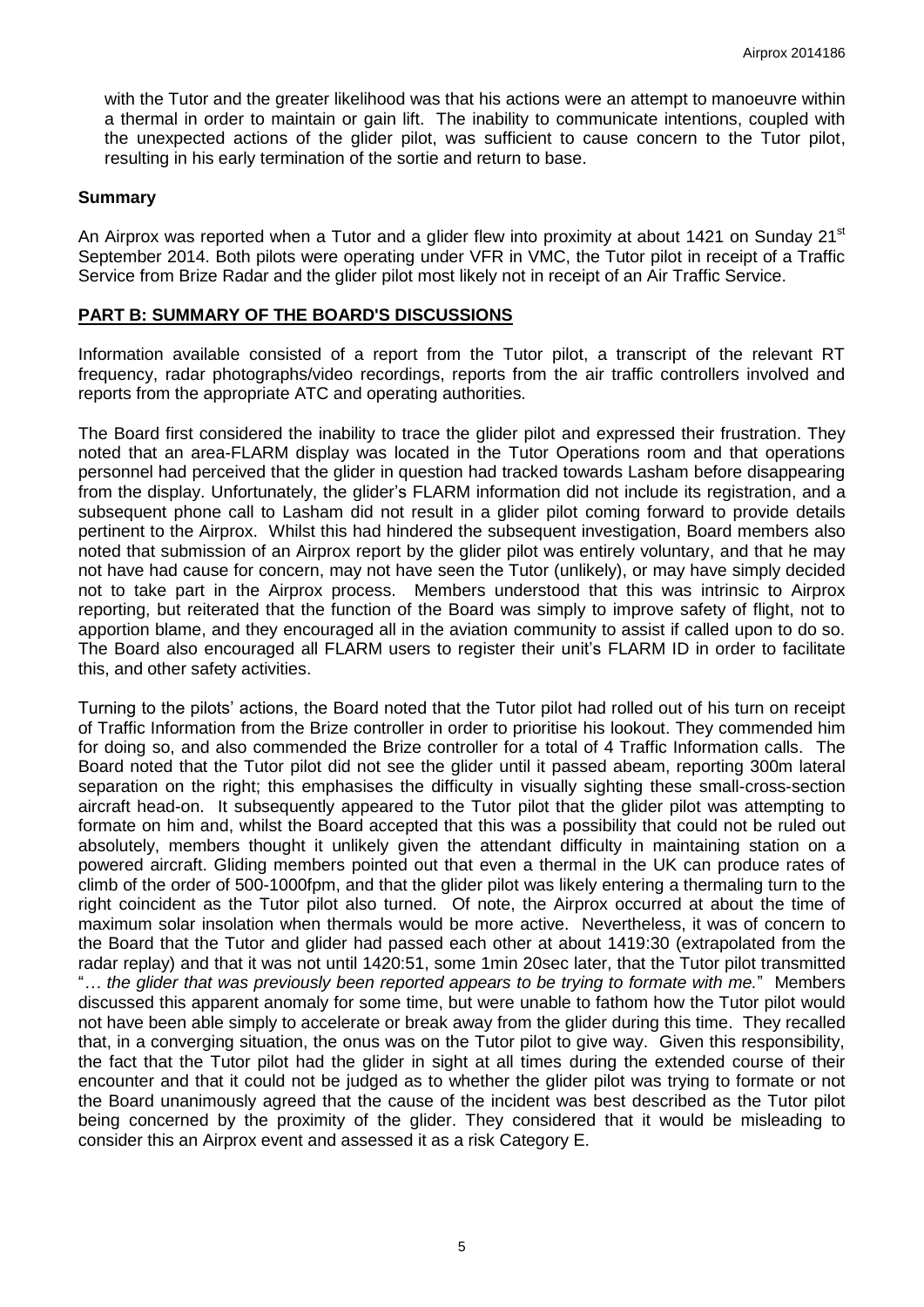with the Tutor and the greater likelihood was that his actions were an attempt to manoeuvre within a thermal in order to maintain or gain lift. The inability to communicate intentions, coupled with the unexpected actions of the glider pilot, was sufficient to cause concern to the Tutor pilot, resulting in his early termination of the sortie and return to base.

## Summary

An Airprox was reported when a Tutor and a glider flew into proximity at about 1421 on Sunday 21st September 2014. Both pilots were operating under VFR in VMC, the Tutor pilot in receipt of a Traffic Service from Brize Radar and the glider pilot most likely not in receipt of an Air Traffic Service.

## PART B: SUMMARY OF THE BOARD'S DISCUSSIONS

Information available consisted of a report from the Tutor pilot, a transcript of the relevant RT frequency, radar photographs/video recordings, reports from the air traffic controllers involved and reports from the appropriate ATC and operating authorities.

The Board first considered the inability to trace the glider pilot and expressed their frustration. They noted that an area-FLARM display was located in the Tutor Operations room and that operations personnel had perceived that the glider in question had tracked towards Lasham before disappearing from the display. Unfortunately, the glider's FLARM information did not include its registration, and a subsequent phone call to Lasham did not result in a glider pilot coming forward to provide details pertinent to the Airprox. Whilst this had hindered the subsequent investigation, Board members also noted that submission of an Airprox report by the glider pilot was entirely voluntary, and that he may not have had cause for concern, may not have seen the Tutor (unlikely), or may have simply decided not to take part in the Airprox process. Members understood that this was intrinsic to Airprox reporting, but reiterated that the function of the Board was simply to improve safety of flight, not to apportion blame, and they encouraged all in the aviation community to assist if called upon to do so. The Board also encouraged all FLARM users to register their unit's FLARM ID in order to facilitate this, and other safety activities.

Turning to the pilots' actions, the Board noted that the Tutor pilot had rolled out of his turn on receipt of Traffic Information from the Brize controller in order to prioritise his lookout. They commended him for doing so, and also commended the Brize controller for a total of 4 Traffic Information calls. The Board noted that the Tutor pilot did not see the glider until it passed abeam, reporting 300m lateral separation on the right; this emphasises the difficulty in visually sighting these small-cross-section aircraft head-on. It subsequently appeared to the Tutor pilot that the glider pilot was attempting to formate on him and, whilst the Board accepted that this was a possibility that could not be ruled out absolutely, members thought it unlikely given the attendant difficulty in maintaining station on a powered aircraft. Gliding members pointed out that even a thermal in the UK can produce rates of climb of the order of 500-1000fpm, and that the glider pilot was likely entering a thermaling turn to the right coincident as the Tutor pilot also turned. Of note, the Airprox occurred at about the time of maximum solar insolation when thermals would be more active. Nevertheless, it was of concern to the Board that the Tutor and glider had passed each other at about 1419:30 (extrapolated from the radar replay) and that it was not until 1420:51, some 1min 20sec later, that the Tutor pilot transmitted "*… the glider that was previously been reported appears to be trying to formate with me.*" Members discussed this apparent anomaly for some time, but were unable to fathom how the Tutor pilot would not have been able simply to accelerate or break away from the glider during this time. They recalled that, in a converging situation, the onus was on the Tutor pilot to give way. Given this responsibility, the fact that the Tutor pilot had the glider in sight at all times during the extended course of their encounter and that it could not be judged as to whether the glider pilot was trying to formate or not the Board unanimously agreed that the cause of the incident was best described as the Tutor pilot being concerned by the proximity of the glider. They considered that it would be misleading to consider this an Airprox event and assessed it as a risk Category E.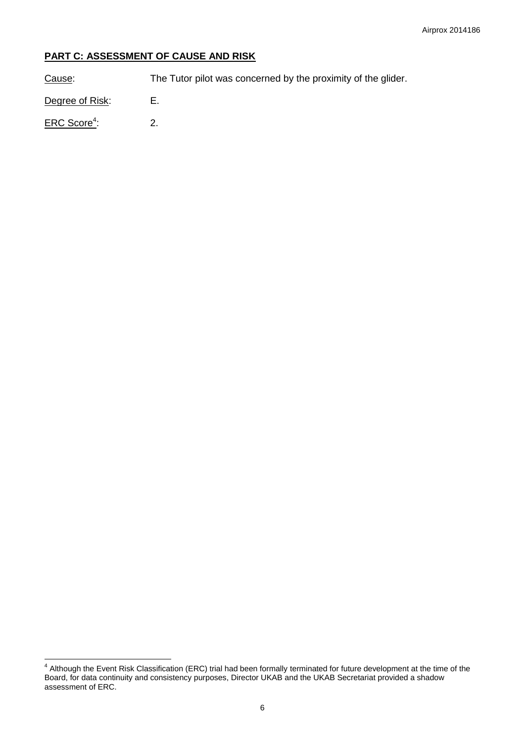**PART C: ASSESSMENT OF CAUSE AND RISK**

Cause: The Tutor pilot was concerned by the proximity of the glider.

Degree of Risk: E.

ERC Score[4]: 2.

[4] Although the Event Risk Classification (ERC) trial had been formally terminated for future development at the time of the Board, for data continuity and consistency purposes, Director UKAB and the UKAB Secretariat provided a shadow assessment of ERC.